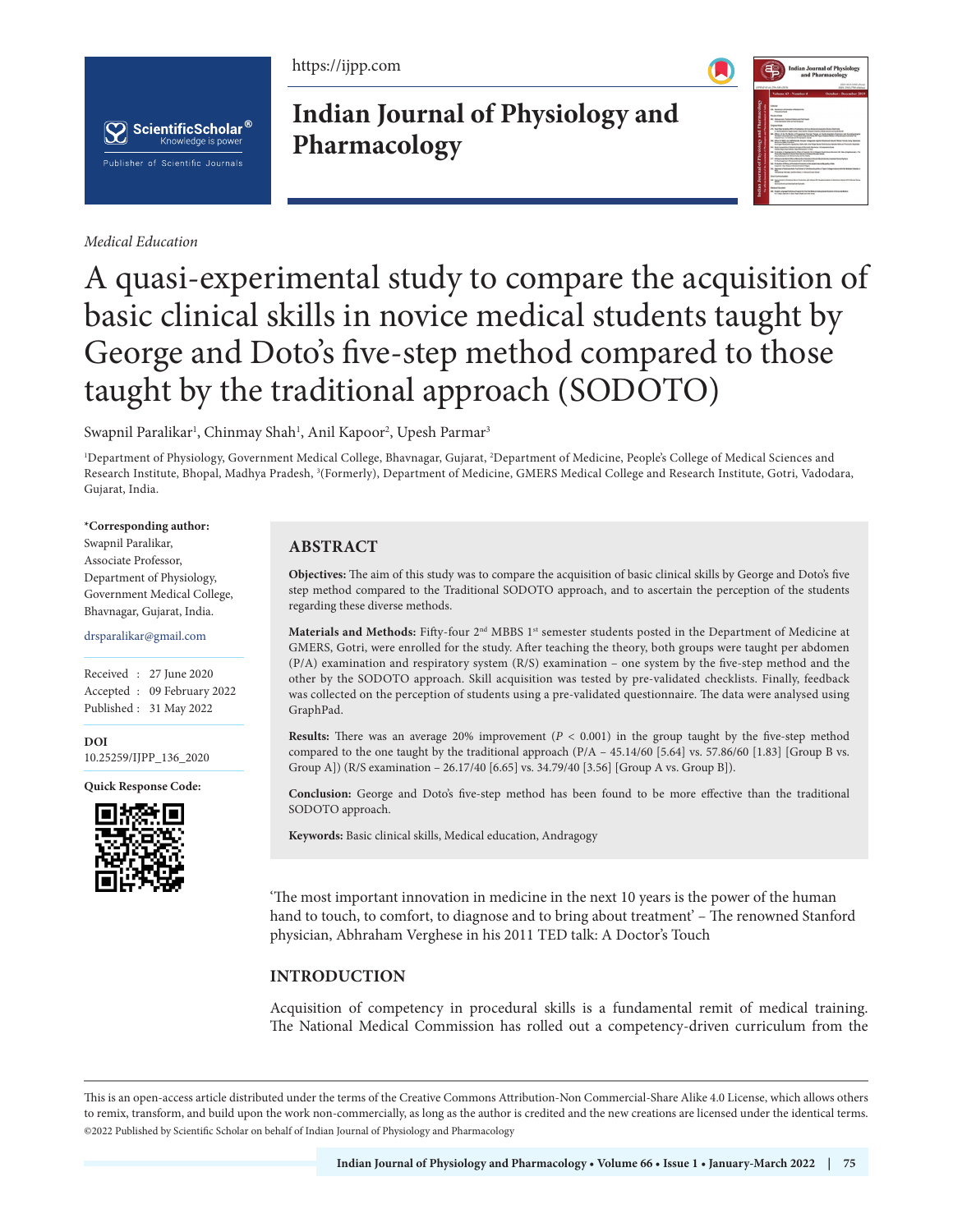*Medical Education*

# A quasi-experimental study to compare the acquisition of basic clinical skills in novice medical students taught by George and Doto's five-step method compared to those taught by the traditional approach (SODOTO)

Swapnil Paralikar[1], Chinmay Shah[1], Anil Kapoor[2], Upesh Parmar[3]

[1]Department of Physiology, Government Medical College, Bhavnagar, Gujarat, [2]Department of Medicine, People's College of Medical Sciences and Research Institute, Bhopal, Madhya Pradesh, [3](Formerly), Department of Medicine, GMERS Medical College and Research Institute, Gotri, Vadodara, Gujarat, India.

**\*Corresponding author:**
Swapnil Paralikar,
Associate Professor,
Department of Physiology,
Government Medical College,
Bhavnagar, Gujarat, India.

drsparalikar@gmail.com

Received : 27 June 2020
Accepted : 09 February 2022
Published : 31 May 2022

**DOI**
10.25259/IJPP_136_2020

**Quick Response Code:**

## ABSTRACT

**Objectives:** The aim of this study was to compare the acquisition of basic clinical skills by George and Doto's five step method compared to the Traditional SODOTO approach, and to ascertain the perception of the students regarding these diverse methods.

**Materials and Methods:** Fifty-four 2nd MBBS 1st semester students posted in the Department of Medicine at GMERS, Gotri, were enrolled for the study. After teaching the theory, both groups were taught per abdomen (P/A) examination and respiratory system (R/S) examination – one system by the five-step method and the other by the SODOTO approach. Skill acquisition was tested by pre-validated checklists. Finally, feedback was collected on the perception of students using a pre-validated questionnaire. The data were analysed using GraphPad.

**Results:** There was an average 20% improvement ($P < 0.001$) in the group taught by the five-step method compared to the one taught by the traditional approach (P/A – 45.14/60 [5.64] vs. 57.86/60 [1.83] [Group B vs. Group A]) (R/S examination – 26.17/40 [6.65] vs. 34.79/40 [3.56] [Group A vs. Group B]).

**Conclusion:** George and Doto's five-step method has been found to be more effective than the traditional SODOTO approach.

**Keywords:** Basic clinical skills, Medical education, Andragogy

'The most important innovation in medicine in the next 10 years is the power of the human hand to touch, to comfort, to diagnose and to bring about treatment' – The renowned Stanford physician, Abhraham Verghese in his 2011 TED talk: A Doctor's Touch

## INTRODUCTION

Acquisition of competency in procedural skills is a fundamental remit of medical training. The National Medical Commission has rolled out a competency-driven curriculum from the

This is an open-access article distributed under the terms of the Creative Commons Attribution-Non Commercial-Share Alike 4.0 License, which allows others to remix, transform, and build upon the work non-commercially, as long as the author is credited and the new creations are licensed under the identical terms.
©2022 Published by Scientific Scholar on behalf of Indian Journal of Physiology and Pharmacology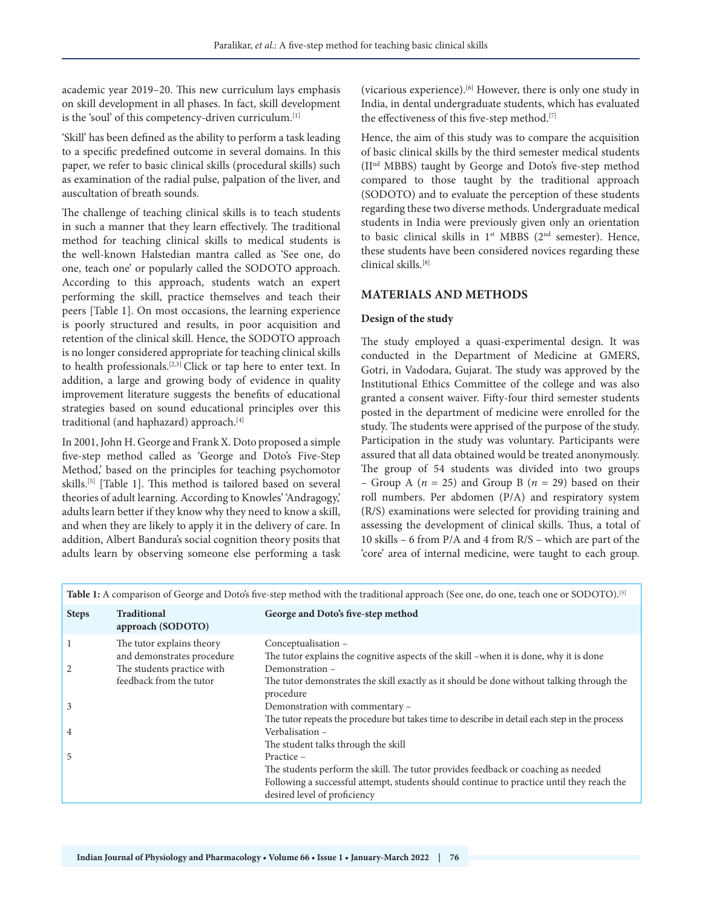academic year 2019–20. This new curriculum lays emphasis on skill development in all phases. In fact, skill development is the 'soul' of this competency-driven curriculum.[1]

'Skill' has been defined as the ability to perform a task leading to a specific predefined outcome in several domains. In this paper, we refer to basic clinical skills (procedural skills) such as examination of the radial pulse, palpation of the liver, and auscultation of breath sounds.

The challenge of teaching clinical skills is to teach students in such a manner that they learn effectively. The traditional method for teaching clinical skills to medical students is the well-known Halstedian mantra called as 'See one, do one, teach one' or popularly called the SODOTO approach. According to this approach, students watch an expert performing the skill, practice themselves and teach their peers [Table 1]. On most occasions, the learning experience is poorly structured and results, in poor acquisition and retention of the clinical skill. Hence, the SODOTO approach is no longer considered appropriate for teaching clinical skills to health professionals.[2,3] Click or tap here to enter text. In addition, a large and growing body of evidence in quality improvement literature suggests the benefits of educational strategies based on sound educational principles over this traditional (and haphazard) approach.[4]

In 2001, John H. George and Frank X. Doto proposed a simple five-step method called as 'George and Doto's Five-Step Method,' based on the principles for teaching psychomotor skills.[5] [Table 1]. This method is tailored based on several theories of adult learning. According to Knowles' 'Andragogy,' adults learn better if they know why they need to know a skill, and when they are likely to apply it in the delivery of care. In addition, Albert Bandura's social cognition theory posits that adults learn by observing someone else performing a task (vicarious experience).[6] However, there is only one study in India, in dental undergraduate students, which has evaluated the effectiveness of this five-step method.[7]

Hence, the aim of this study was to compare the acquisition of basic clinical skills by the third semester medical students (II[nd] MBBS) taught by George and Doto's five-step method compared to those taught by the traditional approach (SODOTO) and to evaluate the perception of these students regarding these two diverse methods. Undergraduate medical students in India were previously given only an orientation to basic clinical skills in 1[st] MBBS (2[nd] semester). Hence, these students have been considered novices regarding these clinical skills.[8]

## MATERIALS AND METHODS

### Design of the study

The study employed a quasi-experimental design. It was conducted in the Department of Medicine at GMERS, Gotri, in Vadodara, Gujarat. The study was approved by the Institutional Ethics Committee of the college and was also granted a consent waiver. Fifty-four third semester students posted in the department of medicine were enrolled for the study. The students were apprised of the purpose of the study. Participation in the study was voluntary. Participants were assured that all data obtained would be treated anonymously. The group of 54 students was divided into two groups – Group A ($n = 25$) and Group B ($n = 29$) based on their roll numbers. Per abdomen (P/A) and respiratory system (R/S) examinations were selected for providing training and assessing the development of clinical skills. Thus, a total of 10 skills – 6 from P/A and 4 from R/S – which are part of the 'core' area of internal medicine, were taught to each group.

**Table 1:** A comparison of George and Doto's five-step method with the traditional approach (See one, do one, teach one or SODOTO).[5]

| Steps | Traditional approach (SODOTO) | George and Doto's five-step method |
|---|---|---|
| 1 | The tutor explains theory and demonstrates procedure | Conceptualisation – The tutor explains the cognitive aspects of the skill –when it is done, why it is done |
| 2 | The students practice with feedback from the tutor | Demonstration – The tutor demonstrates the skill exactly as it should be done without talking through the procedure |
| 3 | | Demonstration with commentary – The tutor repeats the procedure but takes time to describe in detail each step in the process |
| 4 | | Verbalisation – The student talks through the skill |
| 5 | | Practice – The students perform the skill. The tutor provides feedback or coaching as needed Following a successful attempt, students should continue to practice until they reach the desired level of proficiency |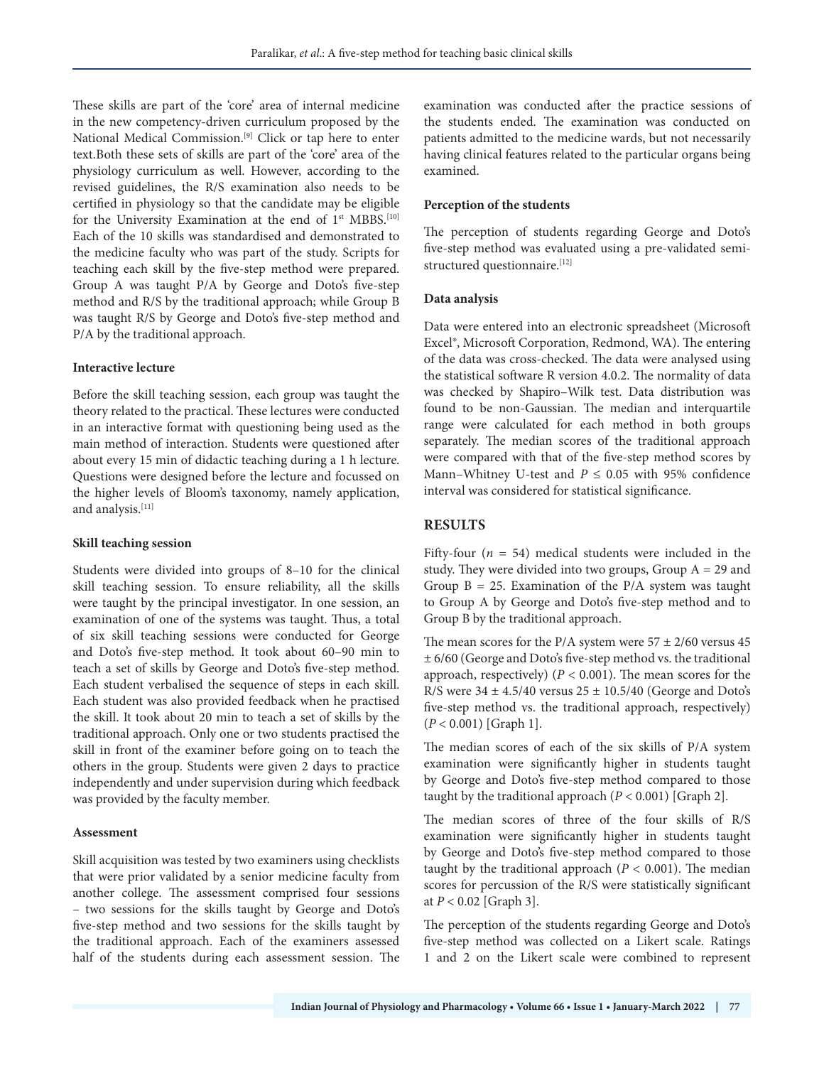These skills are part of the 'core' area of internal medicine in the new competency-driven curriculum proposed by the National Medical Commission.[9] Click or tap here to enter text.Both these sets of skills are part of the 'core' area of the physiology curriculum as well. However, according to the revised guidelines, the R/S examination also needs to be certified in physiology so that the candidate may be eligible for the University Examination at the end of 1st MBBS.[10] Each of the 10 skills was standardised and demonstrated to the medicine faculty who was part of the study. Scripts for teaching each skill by the five-step method were prepared. Group A was taught P/A by George and Doto's five-step method and R/S by the traditional approach; while Group B was taught R/S by George and Doto's five-step method and P/A by the traditional approach.

### Interactive lecture

Before the skill teaching session, each group was taught the theory related to the practical. These lectures were conducted in an interactive format with questioning being used as the main method of interaction. Students were questioned after about every 15 min of didactic teaching during a 1 h lecture. Questions were designed before the lecture and focussed on the higher levels of Bloom's taxonomy, namely application, and analysis.[11]

### Skill teaching session

Students were divided into groups of 8–10 for the clinical skill teaching session. To ensure reliability, all the skills were taught by the principal investigator. In one session, an examination of one of the systems was taught. Thus, a total of six skill teaching sessions were conducted for George and Doto's five-step method. It took about 60–90 min to teach a set of skills by George and Doto's five-step method. Each student verbalised the sequence of steps in each skill. Each student was also provided feedback when he practised the skill. It took about 20 min to teach a set of skills by the traditional approach. Only one or two students practised the skill in front of the examiner before going on to teach the others in the group. Students were given 2 days to practice independently and under supervision during which feedback was provided by the faculty member.

### Assessment

Skill acquisition was tested by two examiners using checklists that were prior validated by a senior medicine faculty from another college. The assessment comprised four sessions – two sessions for the skills taught by George and Doto's five-step method and two sessions for the skills taught by the traditional approach. Each of the examiners assessed half of the students during each assessment session. The examination was conducted after the practice sessions of the students ended. The examination was conducted on patients admitted to the medicine wards, but not necessarily having clinical features related to the particular organs being examined.

### Perception of the students

The perception of students regarding George and Doto's five-step method was evaluated using a pre-validated semi-structured questionnaire.[12]

### Data analysis

Data were entered into an electronic spreadsheet (Microsoft Excel®, Microsoft Corporation, Redmond, WA). The entering of the data was cross-checked. The data were analysed using the statistical software R version 4.0.2. The normality of data was checked by Shapiro–Wilk test. Data distribution was found to be non-Gaussian. The median and interquartile range were calculated for each method in both groups separately. The median scores of the traditional approach were compared with that of the five-step method scores by Mann–Whitney U-test and $P \leq 0.05$ with 95% confidence interval was considered for statistical significance.

## RESULTS

Fifty-four ($n = 54$) medical students were included in the study. They were divided into two groups, Group A = 29 and Group B = 25. Examination of the P/A system was taught to Group A by George and Doto's five-step method and to Group B by the traditional approach.

The mean scores for the P/A system were $57 \pm 2/60$ versus $45 \pm 6/60$ (George and Doto's five-step method vs. the traditional approach, respectively) ($P < 0.001$). The mean scores for the R/S were $34 \pm 4.5/40$ versus $25 \pm 10.5/40$ (George and Doto's five-step method vs. the traditional approach, respectively) ($P < 0.001$) [Graph 1].

The median scores of each of the six skills of P/A system examination were significantly higher in students taught by George and Doto's five-step method compared to those taught by the traditional approach ($P < 0.001$) [Graph 2].

The median scores of three of the four skills of R/S examination were significantly higher in students taught by George and Doto's five-step method compared to those taught by the traditional approach ($P < 0.001$). The median scores for percussion of the R/S were statistically significant at $P < 0.02$ [Graph 3].

The perception of the students regarding George and Doto's five-step method was collected on a Likert scale. Ratings 1 and 2 on the Likert scale were combined to represent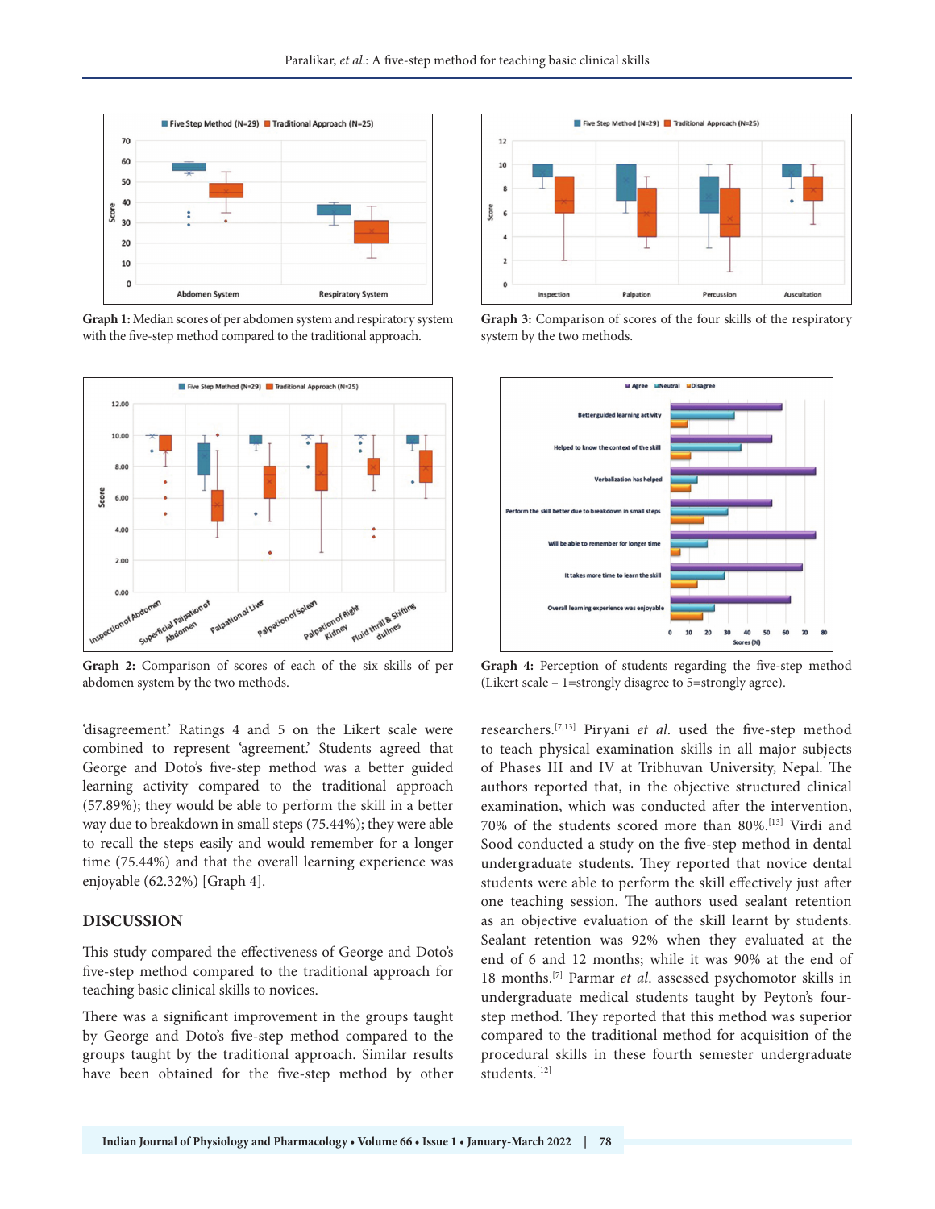Graph 1: Median scores of per abdomen system and respiratory system with the five-step method compared to the traditional approach.

Graph 3: Comparison of scores of the four skills of the respiratory system by the two methods.

Graph 2: Comparison of scores of each of the six skills of per abdomen system by the two methods.

Graph 4: Perception of students regarding the five-step method (Likert scale – 1=strongly disagree to 5=strongly agree).

'disagreement.' Ratings 4 and 5 on the Likert scale were combined to represent 'agreement.' Students agreed that George and Doto's five-step method was a better guided learning activity compared to the traditional approach (57.89%); they would be able to perform the skill in a better way due to breakdown in small steps (75.44%); they were able to recall the steps easily and would remember for a longer time (75.44%) and that the overall learning experience was enjoyable (62.32%) [Graph 4].

## DISCUSSION

This study compared the effectiveness of George and Doto's five-step method compared to the traditional approach for teaching basic clinical skills to novices.

There was a significant improvement in the groups taught by George and Doto's five-step method compared to the groups taught by the traditional approach. Similar results have been obtained for the five-step method by other researchers.[7,13] Piryani *et al.* used the five-step method to teach physical examination skills in all major subjects of Phases III and IV at Tribhuvan University, Nepal. The authors reported that, in the objective structured clinical examination, which was conducted after the intervention, 70% of the students scored more than 80%.[13] Virdi and Sood conducted a study on the five-step method in dental undergraduate students. They reported that novice dental students were able to perform the skill effectively just after one teaching session. The authors used sealant retention as an objective evaluation of the skill learnt by students. Sealant retention was 92% when they evaluated at the end of 6 and 12 months; while it was 90% at the end of 18 months.[7] Parmar *et al.* assessed psychomotor skills in undergraduate medical students taught by Peyton's four-step method. They reported that this method was superior compared to the traditional method for acquisition of the procedural skills in these fourth semester undergraduate students.[12]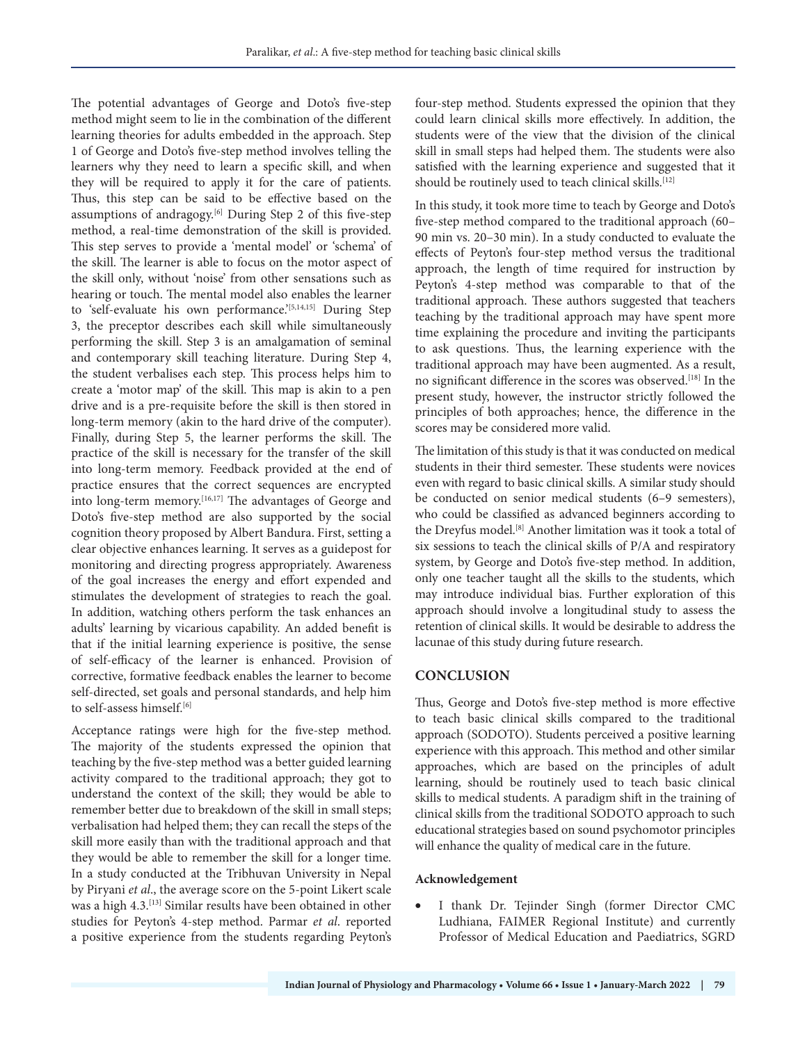The potential advantages of George and Doto's five-step method might seem to lie in the combination of the different learning theories for adults embedded in the approach. Step 1 of George and Doto's five-step method involves telling the learners why they need to learn a specific skill, and when they will be required to apply it for the care of patients. Thus, this step can be said to be effective based on the assumptions of andragogy.[6] During Step 2 of this five-step method, a real-time demonstration of the skill is provided. This step serves to provide a 'mental model' or 'schema' of the skill. The learner is able to focus on the motor aspect of the skill only, without 'noise' from other sensations such as hearing or touch. The mental model also enables the learner to 'self-evaluate his own performance.'[5,14,15] During Step 3, the preceptor describes each skill while simultaneously performing the skill. Step 3 is an amalgamation of seminal and contemporary skill teaching literature. During Step 4, the student verbalises each step. This process helps him to create a 'motor map' of the skill. This map is akin to a pen drive and is a pre-requisite before the skill is then stored in long-term memory (akin to the hard drive of the computer). Finally, during Step 5, the learner performs the skill. The practice of the skill is necessary for the transfer of the skill into long-term memory. Feedback provided at the end of practice ensures that the correct sequences are encrypted into long-term memory.[16,17] The advantages of George and Doto's five-step method are also supported by the social cognition theory proposed by Albert Bandura. First, setting a clear objective enhances learning. It serves as a guidepost for monitoring and directing progress appropriately. Awareness of the goal increases the energy and effort expended and stimulates the development of strategies to reach the goal. In addition, watching others perform the task enhances an adults' learning by vicarious capability. An added benefit is that if the initial learning experience is positive, the sense of self-efficacy of the learner is enhanced. Provision of corrective, formative feedback enables the learner to become self-directed, set goals and personal standards, and help him to self-assess himself.[6]

Acceptance ratings were high for the five-step method. The majority of the students expressed the opinion that teaching by the five-step method was a better guided learning activity compared to the traditional approach; they got to understand the context of the skill; they would be able to remember better due to breakdown of the skill in small steps; verbalisation had helped them; they can recall the steps of the skill more easily than with the traditional approach and that they would be able to remember the skill for a longer time. In a study conducted at the Tribhuvan University in Nepal by Piryani *et al*., the average score on the 5-point Likert scale was a high 4.3.[13] Similar results have been obtained in other studies for Peyton's 4-step method. Parmar *et al*. reported a positive experience from the students regarding Peyton's four-step method. Students expressed the opinion that they could learn clinical skills more effectively. In addition, the students were of the view that the division of the clinical skill in small steps had helped them. The students were also satisfied with the learning experience and suggested that it should be routinely used to teach clinical skills.[12]

In this study, it took more time to teach by George and Doto's five-step method compared to the traditional approach (60–90 min vs. 20–30 min). In a study conducted to evaluate the effects of Peyton's four-step method versus the traditional approach, the length of time required for instruction by Peyton's 4-step method was comparable to that of the traditional approach. These authors suggested that teachers teaching by the traditional approach may have spent more time explaining the procedure and inviting the participants to ask questions. Thus, the learning experience with the traditional approach may have been augmented. As a result, no significant difference in the scores was observed.[18] In the present study, however, the instructor strictly followed the principles of both approaches; hence, the difference in the scores may be considered more valid.

The limitation of this study is that it was conducted on medical students in their third semester. These students were novices even with regard to basic clinical skills. A similar study should be conducted on senior medical students (6–9 semesters), who could be classified as advanced beginners according to the Dreyfus model.[8] Another limitation was it took a total of six sessions to teach the clinical skills of P/A and respiratory system, by George and Doto's five-step method. In addition, only one teacher taught all the skills to the students, which may introduce individual bias. Further exploration of this approach should involve a longitudinal study to assess the retention of clinical skills. It would be desirable to address the lacunae of this study during future research.

## CONCLUSION

Thus, George and Doto's five-step method is more effective to teach basic clinical skills compared to the traditional approach (SODOTO). Students perceived a positive learning experience with this approach. This method and other similar approaches, which are based on the principles of adult learning, should be routinely used to teach basic clinical skills to medical students. A paradigm shift in the training of clinical skills from the traditional SODOTO approach to such educational strategies based on sound psychomotor principles will enhance the quality of medical care in the future.

### Acknowledgement

- I thank Dr. Tejinder Singh (former Director CMC Ludhiana, FAIMER Regional Institute) and currently Professor of Medical Education and Paediatrics, SGRD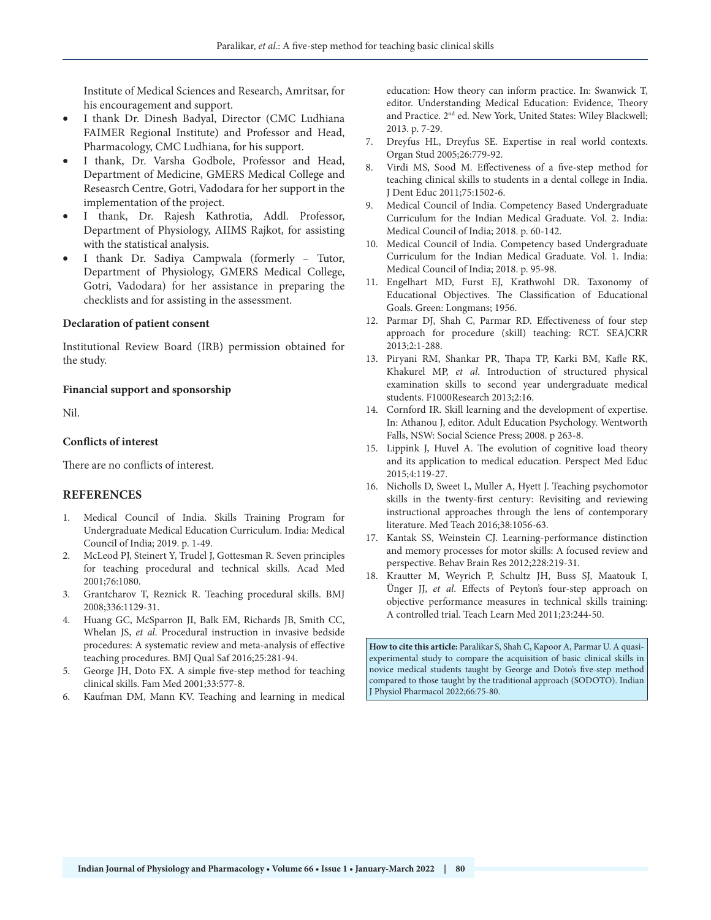Institute of Medical Sciences and Research, Amritsar, for his encouragement and support.

- I thank Dr. Dinesh Badyal, Director (CMC Ludhiana FAIMER Regional Institute) and Professor and Head, Pharmacology, CMC Ludhiana, for his support.
- I thank, Dr. Varsha Godbole, Professor and Head, Department of Medicine, GMERS Medical College and Reseasrch Centre, Gotri, Vadodara for her support in the implementation of the project.
- I thank, Dr. Rajesh Kathrotia, Addl. Professor, Department of Physiology, AIIMS Rajkot, for assisting with the statistical analysis.
- I thank Dr. Sadiya Campwala (formerly – Tutor, Department of Physiology, GMERS Medical College, Gotri, Vadodara) for her assistance in preparing the checklists and for assisting in the assessment.

**Declaration of patient consent**

Institutional Review Board (IRB) permission obtained for the study.

**Financial support and sponsorship**

Nil.

**Conflicts of interest**

There are no conflicts of interest.

## REFERENCES

1. Medical Council of India. Skills Training Program for Undergraduate Medical Education Curriculum. India: Medical Council of India; 2019. p. 1-49.
2. McLeod PJ, Steinert Y, Trudel J, Gottesman R. Seven principles for teaching procedural and technical skills. Acad Med 2001;76:1080.
3. Grantcharov T, Reznick R. Teaching procedural skills. BMJ 2008;336:1129-31.
4. Huang GC, McSparron JI, Balk EM, Richards JB, Smith CC, Whelan JS, *et al*. Procedural instruction in invasive bedside procedures: A systematic review and meta-analysis of effective teaching procedures. BMJ Qual Saf 2016;25:281-94.
5. George JH, Doto FX. A simple five-step method for teaching clinical skills. Fam Med 2001;33:577-8.
6. Kaufman DM, Mann KV. Teaching and learning in medical education: How theory can inform practice. In: Swanwick T, editor. Understanding Medical Education: Evidence, Theory and Practice. 2nd ed. New York, United States: Wiley Blackwell; 2013. p. 7-29.
7. Dreyfus HL, Dreyfus SE. Expertise in real world contexts. Organ Stud 2005;26:779-92.
8. Virdi MS, Sood M. Effectiveness of a five-step method for teaching clinical skills to students in a dental college in India. J Dent Educ 2011;75:1502-6.
9. Medical Council of India. Competency Based Undergraduate Curriculum for the Indian Medical Graduate. Vol. 2. India: Medical Council of India; 2018. p. 60-142.
10. Medical Council of India. Competency based Undergraduate Curriculum for the Indian Medical Graduate. Vol. 1. India: Medical Council of India; 2018. p. 95-98.
11. Engelhart MD, Furst EJ, Krathwohl DR. Taxonomy of Educational Objectives. The Classification of Educational Goals. Green: Longmans; 1956.
12. Parmar DJ, Shah C, Parmar RD. Effectiveness of four step approach for procedure (skill) teaching: RCT. SEAJCRR 2013;2:1-288.
13. Piryani RM, Shankar PR, Thapa TP, Karki BM, Kafle RK, Khakurel MP, *et al*. Introduction of structured physical examination skills to second year undergraduate medical students. F1000Research 2013;2:16.
14. Cornford IR. Skill learning and the development of expertise. In: Athanou J, editor. Adult Education Psychology. Wentworth Falls, NSW: Social Science Press; 2008. p 263-8.
15. Lippink J, Huvel A. The evolution of cognitive load theory and its application to medical education. Perspect Med Educ 2015;4:119-27.
16. Nicholls D, Sweet L, Muller A, Hyett J. Teaching psychomotor skills in the twenty-first century: Revisiting and reviewing instructional approaches through the lens of contemporary literature. Med Teach 2016;38:1056-63.
17. Kantak SS, Weinstein CJ. Learning-performance distinction and memory processes for motor skills: A focused review and perspective. Behav Brain Res 2012;228:219-31.
18. Krautter M, Weyrich P, Schultz JH, Buss SJ, Maatouk I, Ünger JJ, *et al*. Effects of Peyton's four-step approach on objective performance measures in technical skills training: A controlled trial. Teach Learn Med 2011;23:244-50.

**How to cite this article:** Paralikar S, Shah C, Kapoor A, Parmar U. A quasi-experimental study to compare the acquisition of basic clinical skills in novice medical students taught by George and Doto's five-step method compared to those taught by the traditional approach (SODOTO). Indian J Physiol Pharmacol 2022;66:75-80.